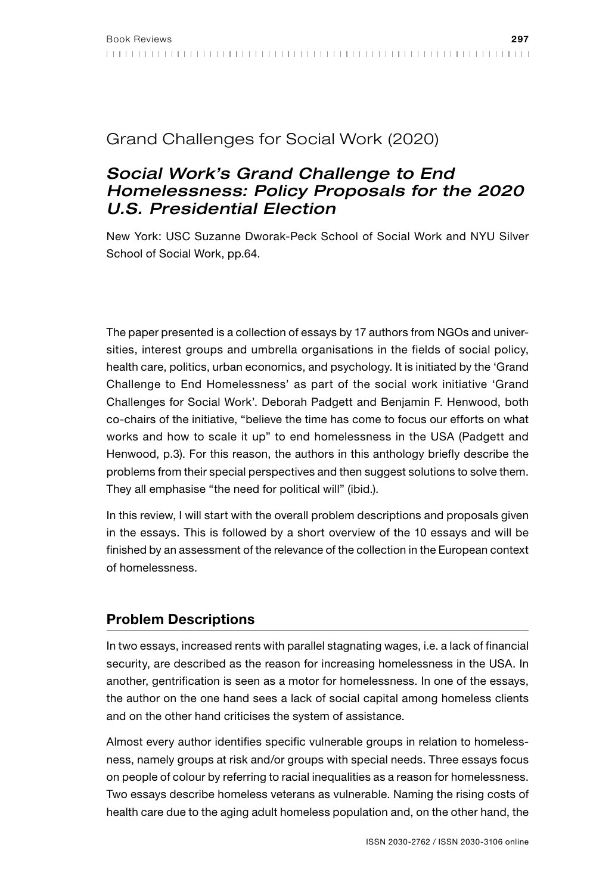## Grand Challenges for Social Work (2020)

### *Social Work's Grand Challenge to End Homelessness: Policy Proposals for the 2020 U.S. Presidential Election*

New York: USC Suzanne Dworak-Peck School of Social Work and NYU Silver School of Social Work, pp.64.

The paper presented is a collection of essays by 17 authors from NGOs and universities, interest groups and umbrella organisations in the fields of social policy, health care, politics, urban economics, and psychology. It is initiated by the 'Grand Challenge to End Homelessness' as part of the social work initiative 'Grand Challenges for Social Work'. Deborah Padgett and Benjamin F. Henwood, both co-chairs of the initiative, "believe the time has come to focus our efforts on what works and how to scale it up" to end homelessness in the USA (Padgett and Henwood, p.3). For this reason, the authors in this anthology briefly describe the problems from their special perspectives and then suggest solutions to solve them. They all emphasise "the need for political will" (ibid.).

In this review, I will start with the overall problem descriptions and proposals given in the essays. This is followed by a short overview of the 10 essays and will be finished by an assessment of the relevance of the collection in the European context of homelessness.

### Problem Descriptions

In two essays, increased rents with parallel stagnating wages, i.e. a lack of financial security, are described as the reason for increasing homelessness in the USA. In another, gentrification is seen as a motor for homelessness. In one of the essays, the author on the one hand sees a lack of social capital among homeless clients and on the other hand criticises the system of assistance.

Almost every author identifies specific vulnerable groups in relation to homelessness, namely groups at risk and/or groups with special needs. Three essays focus on people of colour by referring to racial inequalities as a reason for homelessness. Two essays describe homeless veterans as vulnerable. Naming the rising costs of health care due to the aging adult homeless population and, on the other hand, the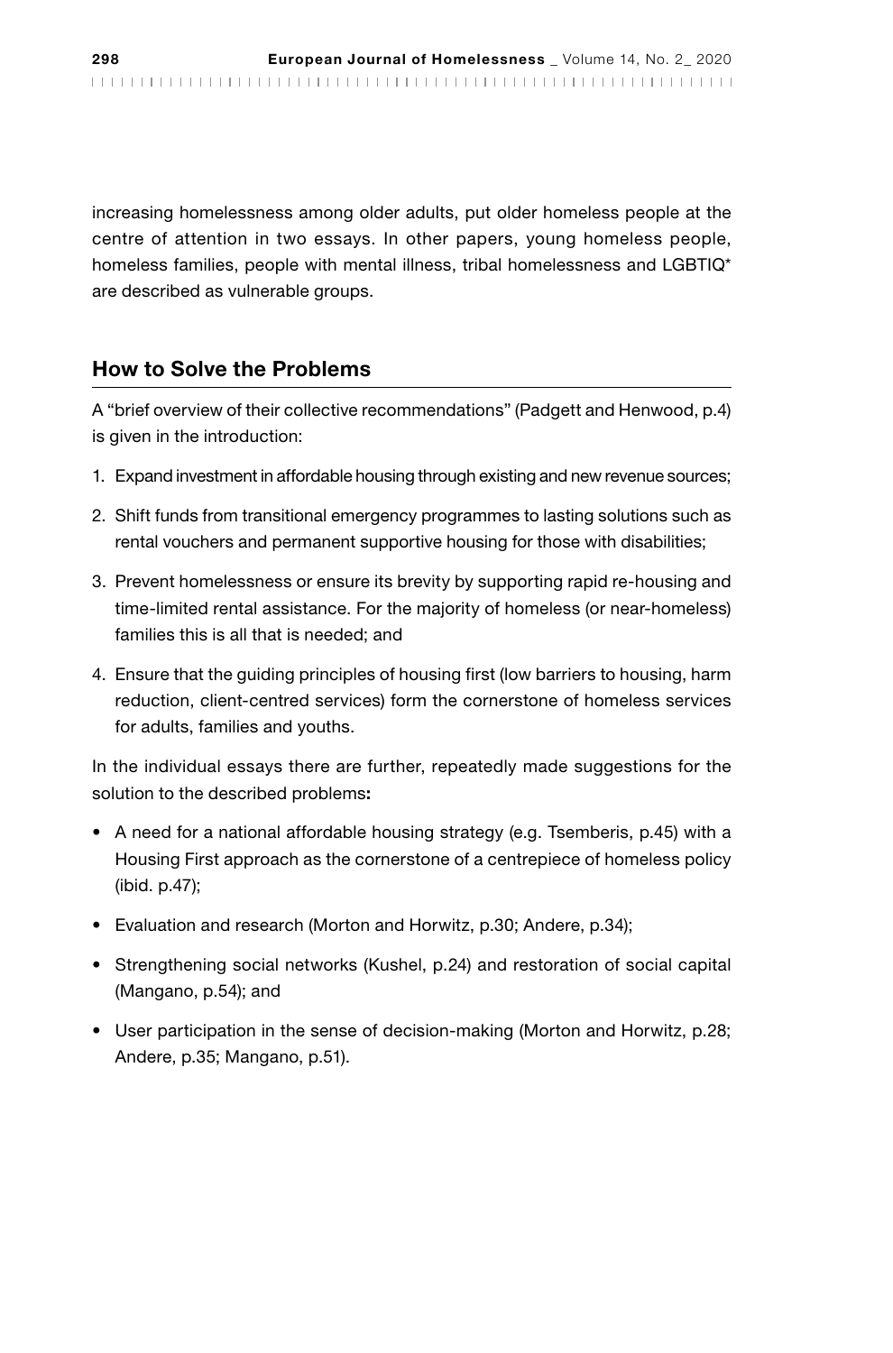increasing homelessness among older adults, put older homeless people at the centre of attention in two essays. In other papers, young homeless people, homeless families, people with mental illness, tribal homelessness and LGBTIQ* are described as vulnerable groups.

## How to Solve the Problems

A "brief overview of their collective recommendations" (Padgett and Henwood, p.4) is given in the introduction:

1. Expand investment in affordable housing through existing and new revenue sources;
2. Shift funds from transitional emergency programmes to lasting solutions such as rental vouchers and permanent supportive housing for those with disabilities;
3. Prevent homelessness or ensure its brevity by supporting rapid re-housing and time-limited rental assistance. For the majority of homeless (or near-homeless) families this is all that is needed; and
4. Ensure that the guiding principles of housing first (low barriers to housing, harm reduction, client-centred services) form the cornerstone of homeless services for adults, families and youths.

In the individual essays there are further, repeatedly made suggestions for the solution to the described problems**:**

- A need for a national affordable housing strategy (e.g. Tsemberis, p.45) with a Housing First approach as the cornerstone of a centrepiece of homeless policy (ibid. p.47);
- Evaluation and research (Morton and Horwitz, p.30; Andere, p.34);
- Strengthening social networks (Kushel, p.24) and restoration of social capital (Mangano, p.54); and
- User participation in the sense of decision-making (Morton and Horwitz, p.28; Andere, p.35; Mangano, p.51).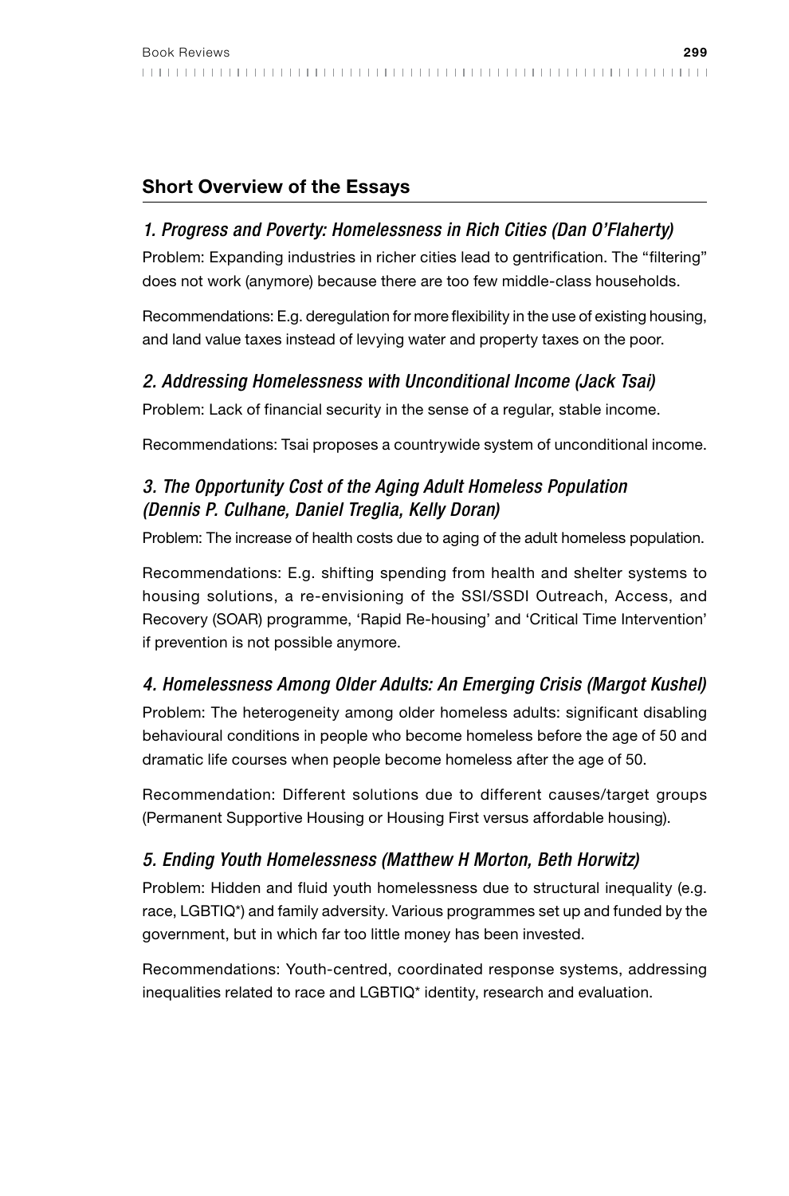## Short Overview of the Essays

### *1. Progress and Poverty: Homelessness in Rich Cities (Dan O'Flaherty)*

Problem: Expanding industries in richer cities lead to gentrification. The "filtering" does not work (anymore) because there are too few middle-class households.

Recommendations: E.g. deregulation for more flexibility in the use of existing housing, and land value taxes instead of levying water and property taxes on the poor.

### *2. Addressing Homelessness with Unconditional Income (Jack Tsai)*

Problem: Lack of financial security in the sense of a regular, stable income.

Recommendations: Tsai proposes a countrywide system of unconditional income.

### *3. The Opportunity Cost of the Aging Adult Homeless Population (Dennis P. Culhane, Daniel Treglia, Kelly Doran)*

Problem: The increase of health costs due to aging of the adult homeless population.

Recommendations: E.g. shifting spending from health and shelter systems to housing solutions, a re-envisioning of the SSI/SSDI Outreach, Access, and Recovery (SOAR) programme, 'Rapid Re-housing' and 'Critical Time Intervention' if prevention is not possible anymore.

### *4. Homelessness Among Older Adults: An Emerging Crisis (Margot Kushel)*

Problem: The heterogeneity among older homeless adults: significant disabling behavioural conditions in people who become homeless before the age of 50 and dramatic life courses when people become homeless after the age of 50.

Recommendation: Different solutions due to different causes/target groups (Permanent Supportive Housing or Housing First versus affordable housing).

### *5. Ending Youth Homelessness (Matthew H Morton, Beth Horwitz)*

Problem: Hidden and fluid youth homelessness due to structural inequality (e.g. race, LGBTIQ*) and family adversity. Various programmes set up and funded by the government, but in which far too little money has been invested.

Recommendations: Youth-centred, coordinated response systems, addressing inequalities related to race and LGBTIQ* identity, research and evaluation.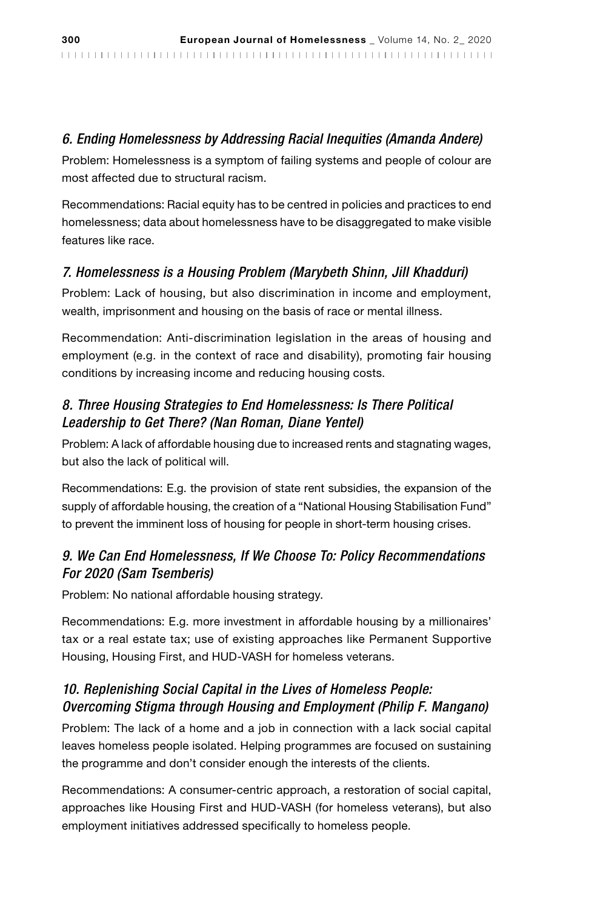### *6. Ending Homelessness by Addressing Racial Inequities (Amanda Andere)*

Problem: Homelessness is a symptom of failing systems and people of colour are most affected due to structural racism.

Recommendations: Racial equity has to be centred in policies and practices to end homelessness; data about homelessness have to be disaggregated to make visible features like race.

### *7. Homelessness is a Housing Problem (Marybeth Shinn, Jill Khadduri)*

Problem: Lack of housing, but also discrimination in income and employment, wealth, imprisonment and housing on the basis of race or mental illness.

Recommendation: Anti-discrimination legislation in the areas of housing and employment (e.g. in the context of race and disability), promoting fair housing conditions by increasing income and reducing housing costs.

### *8. Three Housing Strategies to End Homelessness: Is There Political Leadership to Get There? (Nan Roman, Diane Yentel)*

Problem: A lack of affordable housing due to increased rents and stagnating wages, but also the lack of political will.

Recommendations: E.g. the provision of state rent subsidies, the expansion of the supply of affordable housing, the creation of a "National Housing Stabilisation Fund" to prevent the imminent loss of housing for people in short-term housing crises.

### *9. We Can End Homelessness, If We Choose To: Policy Recommendations For 2020 (Sam Tsemberis)*

Problem: No national affordable housing strategy.

Recommendations: E.g. more investment in affordable housing by a millionaires' tax or a real estate tax; use of existing approaches like Permanent Supportive Housing, Housing First, and HUD-VASH for homeless veterans.

### *10. Replenishing Social Capital in the Lives of Homeless People: Overcoming Stigma through Housing and Employment (Philip F. Mangano)*

Problem: The lack of a home and a job in connection with a lack social capital leaves homeless people isolated. Helping programmes are focused on sustaining the programme and don't consider enough the interests of the clients.

Recommendations: A consumer-centric approach, a restoration of social capital, approaches like Housing First and HUD-VASH (for homeless veterans), but also employment initiatives addressed specifically to homeless people.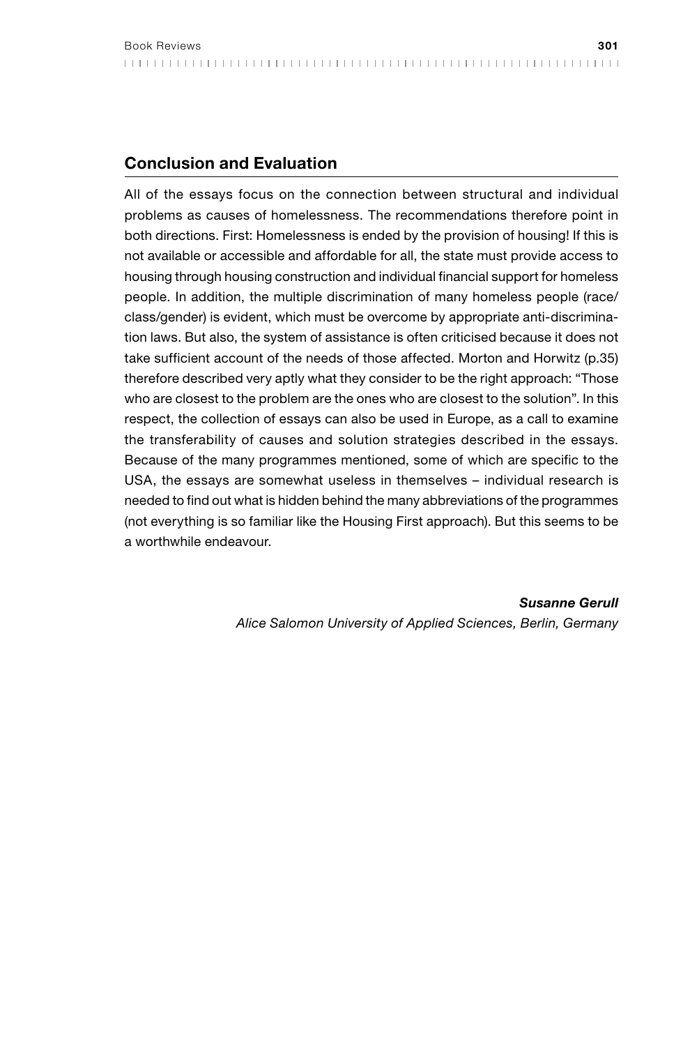## Conclusion and Evaluation

All of the essays focus on the connection between structural and individual problems as causes of homelessness. The recommendations therefore point in both directions. First: Homelessness is ended by the provision of housing! If this is not available or accessible and affordable for all, the state must provide access to housing through housing construction and individual financial support for homeless people. In addition, the multiple discrimination of many homeless people (race/class/gender) is evident, which must be overcome by appropriate anti-discrimination laws. But also, the system of assistance is often criticised because it does not take sufficient account of the needs of those affected. Morton and Horwitz (p.35) therefore described very aptly what they consider to be the right approach: "Those who are closest to the problem are the ones who are closest to the solution". In this respect, the collection of essays can also be used in Europe, as a call to examine the transferability of causes and solution strategies described in the essays. Because of the many programmes mentioned, some of which are specific to the USA, the essays are somewhat useless in themselves – individual research is needed to find out what is hidden behind the many abbreviations of the programmes (not everything is so familiar like the Housing First approach). But this seems to be a worthwhile endeavour.

***Susanne Gerull***
*Alice Salomon University of Applied Sciences, Berlin, Germany*